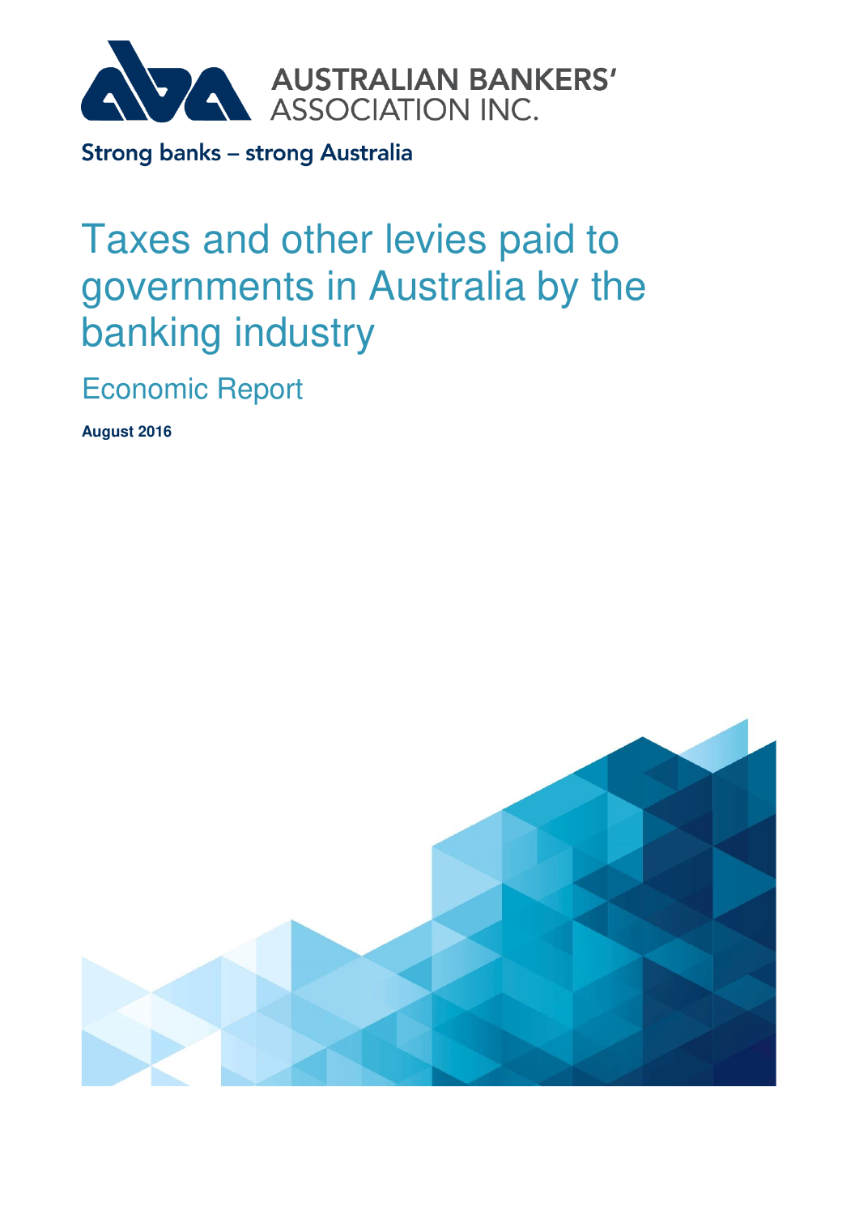AUSTRALIAN BANKERS' ASSOCIATION INC.

Strong banks – strong Australia

# Taxes and other levies paid to governments in Australia by the banking industry

## Economic Report

**August 2016**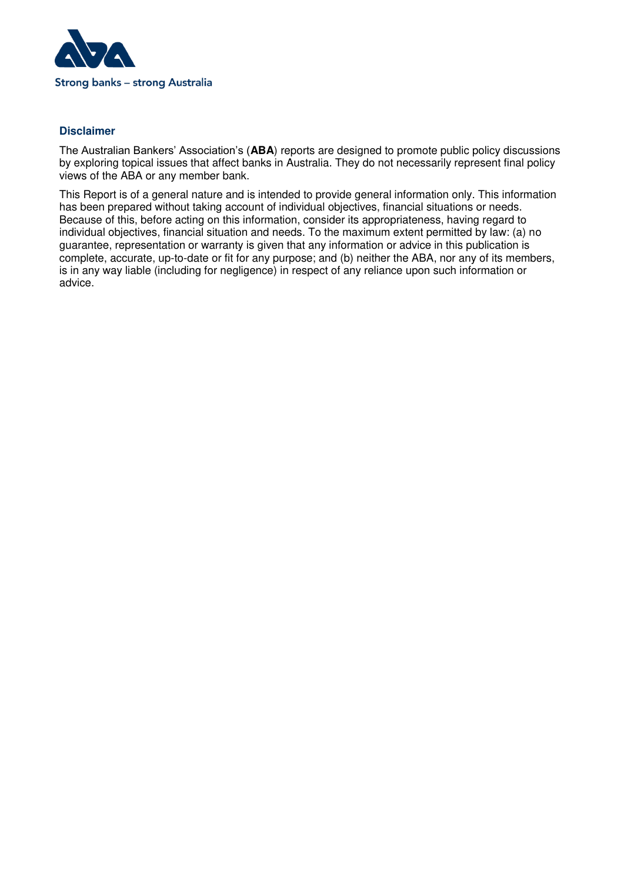Strong banks – strong Australia

## Disclaimer

The Australian Bankers' Association's (**ABA**) reports are designed to promote public policy discussions by exploring topical issues that affect banks in Australia. They do not necessarily represent final policy views of the ABA or any member bank.

This Report is of a general nature and is intended to provide general information only. This information has been prepared without taking account of individual objectives, financial situations or needs. Because of this, before acting on this information, consider its appropriateness, having regard to individual objectives, financial situation and needs. To the maximum extent permitted by law: (a) no guarantee, representation or warranty is given that any information or advice in this publication is complete, accurate, up-to-date or fit for any purpose; and (b) neither the ABA, nor any of its members, is in any way liable (including for negligence) in respect of any reliance upon such information or advice.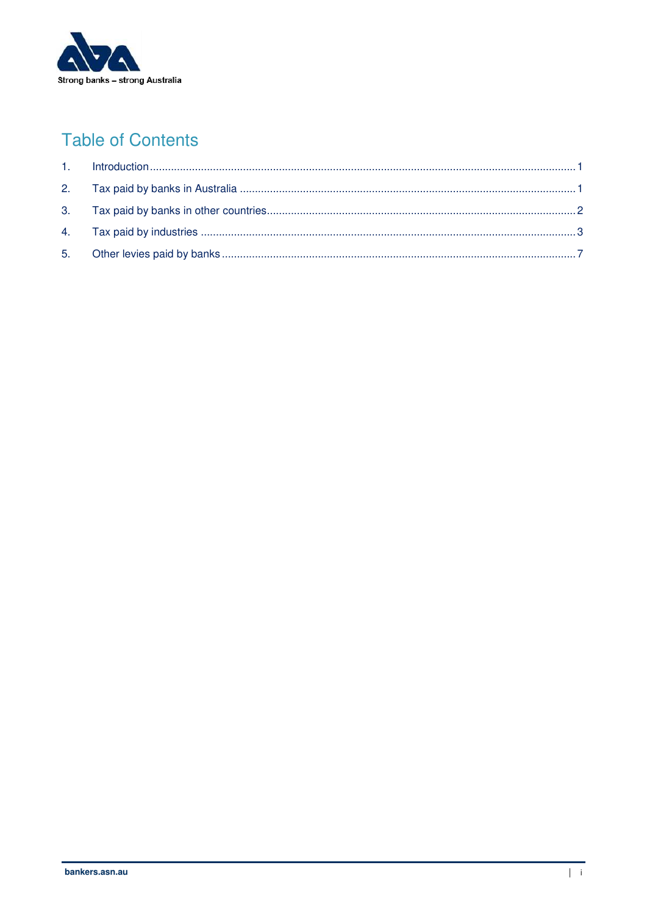# Table of Contents

1. Introduction ... 1
2. Tax paid by banks in Australia ... 1
3. Tax paid by banks in other countries ... 2
4. Tax paid by industries ... 3
5. Other levies paid by banks ... 7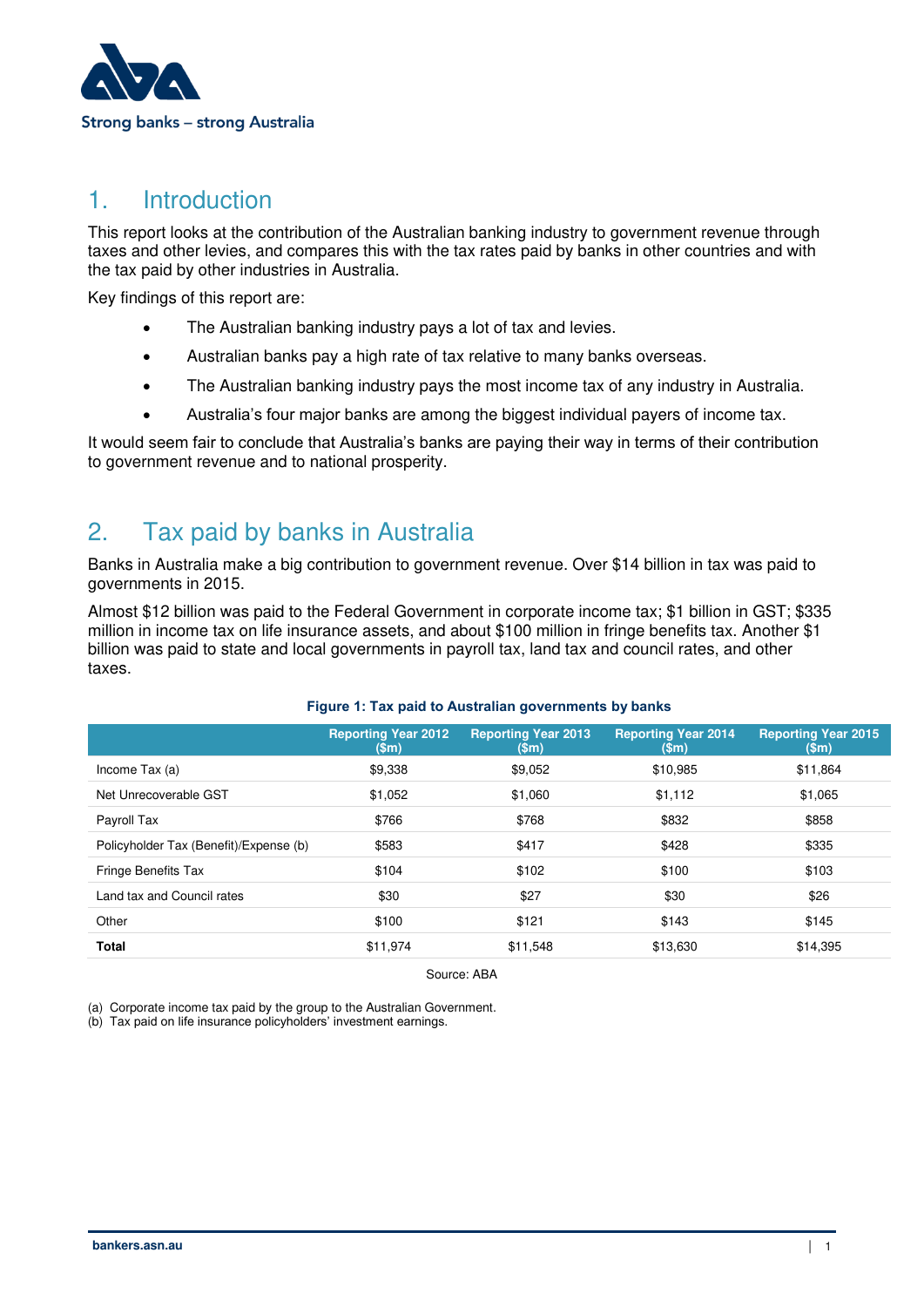Strong banks – strong Australia

## 1. Introduction

This report looks at the contribution of the Australian banking industry to government revenue through taxes and other levies, and compares this with the tax rates paid by banks in other countries and with the tax paid by other industries in Australia.

Key findings of this report are:

- The Australian banking industry pays a lot of tax and levies.
- Australian banks pay a high rate of tax relative to many banks overseas.
- The Australian banking industry pays the most income tax of any industry in Australia.
- Australia's four major banks are among the biggest individual payers of income tax.

It would seem fair to conclude that Australia's banks are paying their way in terms of their contribution to government revenue and to national prosperity.

## 2. Tax paid by banks in Australia

Banks in Australia make a big contribution to government revenue. Over $14 billion in tax was paid to governments in 2015.

Almost $12 billion was paid to the Federal Government in corporate income tax; $1 billion in GST; $335 million in income tax on life insurance assets, and about $100 million in fringe benefits tax. Another $1 billion was paid to state and local governments in payroll tax, land tax and council rates, and other taxes.

**Figure 1: Tax paid to Australian governments by banks**

| | Reporting Year 2012 ($m) | Reporting Year 2013 ($m) | Reporting Year 2014 ($m) | Reporting Year 2015 ($m) |
|---|---|---|---|---|
| Income Tax (a) | $9,338 | $9,052 | $10,985 | $11,864 |
| Net Unrecoverable GST | $1,052 | $1,060 | $1,112 | $1,065 |
| Payroll Tax | $766 | $768 | $832 | $858 |
| Policyholder Tax (Benefit)/Expense (b) | $583 | $417 | $428 | $335 |
| Fringe Benefits Tax | $104 | $102 | $100 | $103 |
| Land tax and Council rates | $30 | $27 | $30 | $26 |
| Other | $100 | $121 | $143 | $145 |
| **Total** | $11,974 | $11,548 | $13,630 | $14,395 |

Source: ABA

(a) Corporate income tax paid by the group to the Australian Government.
(b) Tax paid on life insurance policyholders' investment earnings.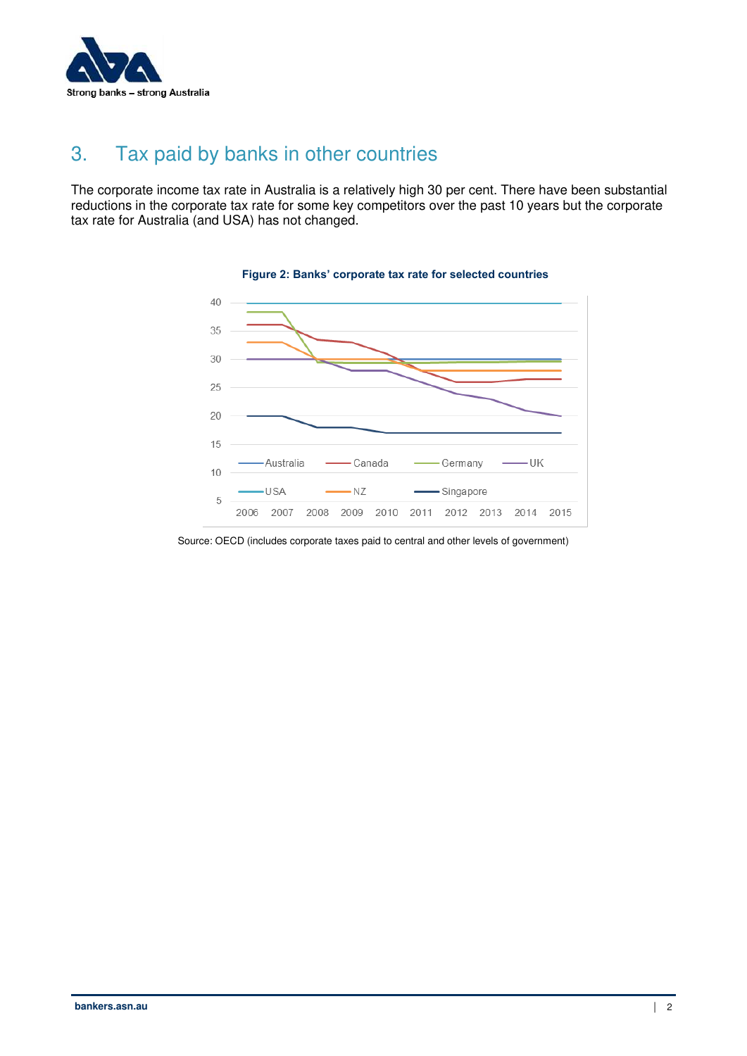## 3. Tax paid by banks in other countries

The corporate income tax rate in Australia is a relatively high 30 per cent. There have been substantial reductions in the corporate tax rate for some key competitors over the past 10 years but the corporate tax rate for Australia (and USA) has not changed.

**Figure 2: Banks' corporate tax rate for selected countries**

Source: OECD (includes corporate taxes paid to central and other levels of government)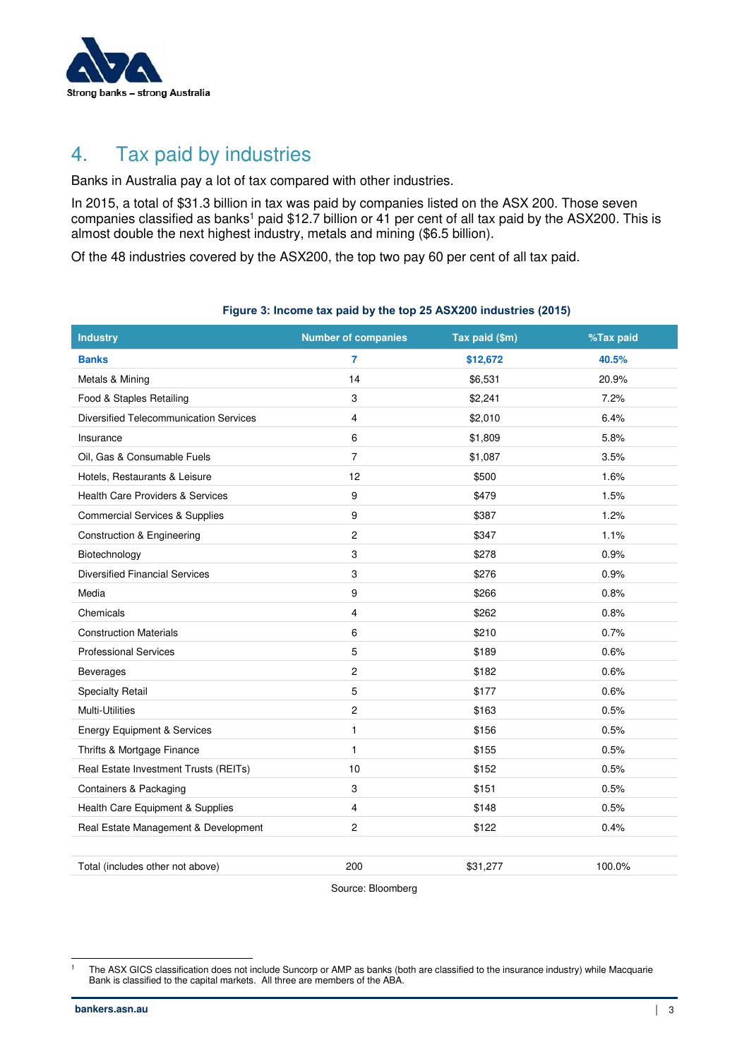## 4. Tax paid by industries

Banks in Australia pay a lot of tax compared with other industries.

In 2015, a total of $31.3 billion in tax was paid by companies listed on the ASX 200. Those seven companies classified as banks[1] paid $12.7 billion or 41 per cent of all tax paid by the ASX200. This is almost double the next highest industry, metals and mining ($6.5 billion).

Of the 48 industries covered by the ASX200, the top two pay 60 per cent of all tax paid.

**Figure 3: Income tax paid by the top 25 ASX200 industries (2015)**

| Industry | Number of companies | Tax paid ($m) | %Tax paid |
|---|---|---|---|
| **Banks** | **7** | **$12,672** | **40.5%** |
| Metals & Mining | 14 | $6,531 | 20.9% |
| Food & Staples Retailing | 3 | $2,241 | 7.2% |
| Diversified Telecommunication Services | 4 | $2,010 | 6.4% |
| Insurance | 6 | $1,809 | 5.8% |
| Oil, Gas & Consumable Fuels | 7 | $1,087 | 3.5% |
| Hotels, Restaurants & Leisure | 12 | $500 | 1.6% |
| Health Care Providers & Services | 9 | $479 | 1.5% |
| Commercial Services & Supplies | 9 | $387 | 1.2% |
| Construction & Engineering | 2 | $347 | 1.1% |
| Biotechnology | 3 | $278 | 0.9% |
| Diversified Financial Services | 3 | $276 | 0.9% |
| Media | 9 | $266 | 0.8% |
| Chemicals | 4 | $262 | 0.8% |
| Construction Materials | 6 | $210 | 0.7% |
| Professional Services | 5 | $189 | 0.6% |
| Beverages | 2 | $182 | 0.6% |
| Specialty Retail | 5 | $177 | 0.6% |
| Multi-Utilities | 2 | $163 | 0.5% |
| Energy Equipment & Services | 1 | $156 | 0.5% |
| Thrifts & Mortgage Finance | 1 | $155 | 0.5% |
| Real Estate Investment Trusts (REITs) | 10 | $152 | 0.5% |
| Containers & Packaging | 3 | $151 | 0.5% |
| Health Care Equipment & Supplies | 4 | $148 | 0.5% |
| Real Estate Management & Development | 2 | $122 | 0.4% |
| | | | |
| Total (includes other not above) | 200 | $31,277 | 100.0% |

Source: Bloomberg

[1] The ASX GICS classification does not include Suncorp or AMP as banks (both are classified to the insurance industry) while Macquarie Bank is classified to the capital markets. All three are members of the ABA.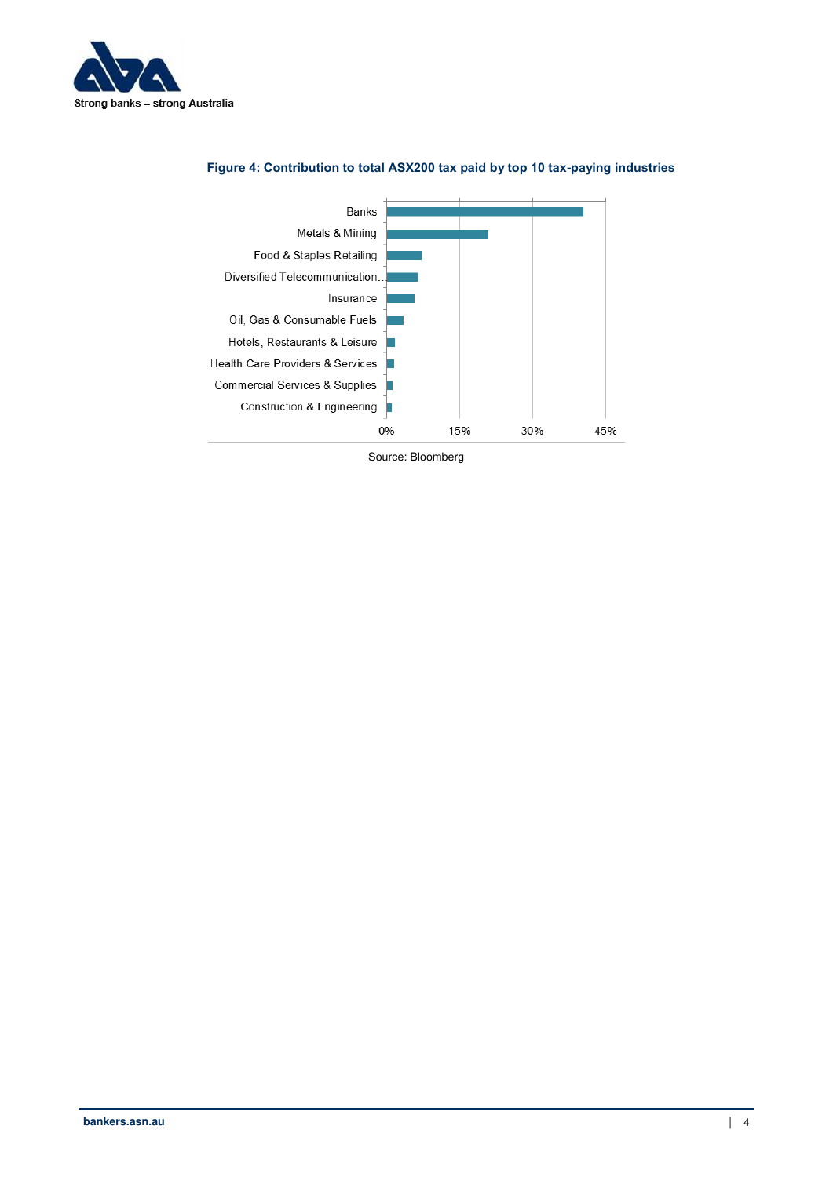**Figure 4: Contribution to total ASX200 tax paid by top 10 tax-paying industries**

| Industry |
|---|
| Banks |
| Metals & Mining |
| Food & Staples Retailing |
| Diversified Telecommunication.. |
| Insurance |
| Oil, Gas & Consumable Fuels |
| Hotels, Restaurants & Leisure |
| Health Care Providers & Services |
| Commercial Services & Supplies |
| Construction & Engineering |

0% 15% 30% 45%

Source: Bloomberg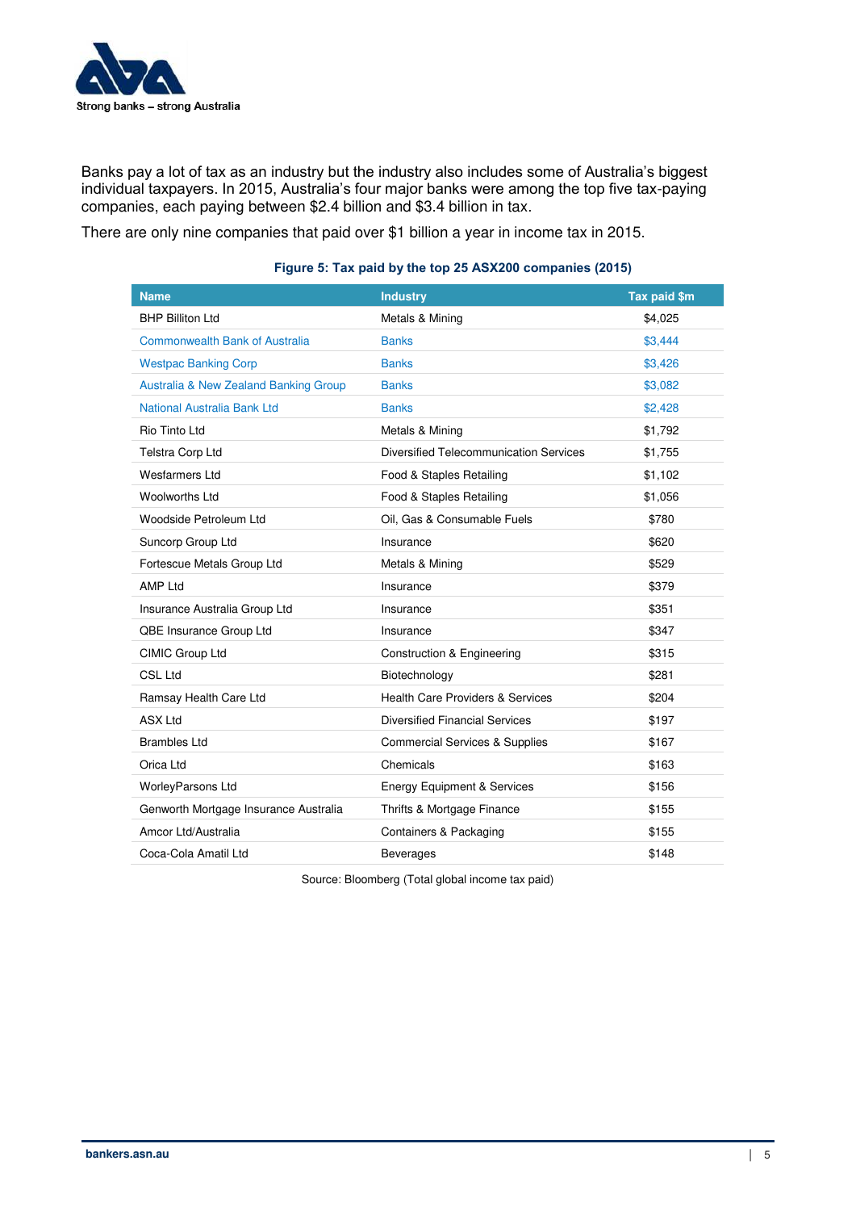Banks pay a lot of tax as an industry but the industry also includes some of Australia's biggest individual taxpayers. In 2015, Australia's four major banks were among the top five tax-paying companies, each paying between $2.4 billion and $3.4 billion in tax.

There are only nine companies that paid over $1 billion a year in income tax in 2015.

**Figure 5: Tax paid by the top 25 ASX200 companies (2015)**

| Name | Industry | Tax paid $m |
|---|---|---|
| BHP Billiton Ltd | Metals & Mining | $4,025 |
| Commonwealth Bank of Australia | Banks | $3,444 |
| Westpac Banking Corp | Banks | $3,426 |
| Australia & New Zealand Banking Group | Banks | $3,082 |
| National Australia Bank Ltd | Banks | $2,428 |
| Rio Tinto Ltd | Metals & Mining | $1,792 |
| Telstra Corp Ltd | Diversified Telecommunication Services | $1,755 |
| Wesfarmers Ltd | Food & Staples Retailing | $1,102 |
| Woolworths Ltd | Food & Staples Retailing | $1,056 |
| Woodside Petroleum Ltd | Oil, Gas & Consumable Fuels | $780 |
| Suncorp Group Ltd | Insurance | $620 |
| Fortescue Metals Group Ltd | Metals & Mining | $529 |
| AMP Ltd | Insurance | $379 |
| Insurance Australia Group Ltd | Insurance | $351 |
| QBE Insurance Group Ltd | Insurance | $347 |
| CIMIC Group Ltd | Construction & Engineering | $315 |
| CSL Ltd | Biotechnology | $281 |
| Ramsay Health Care Ltd | Health Care Providers & Services | $204 |
| ASX Ltd | Diversified Financial Services | $197 |
| Brambles Ltd | Commercial Services & Supplies | $167 |
| Orica Ltd | Chemicals | $163 |
| WorleyParsons Ltd | Energy Equipment & Services | $156 |
| Genworth Mortgage Insurance Australia | Thrifts & Mortgage Finance | $155 |
| Amcor Ltd/Australia | Containers & Packaging | $155 |
| Coca-Cola Amatil Ltd | Beverages | $148 |

Source: Bloomberg (Total global income tax paid)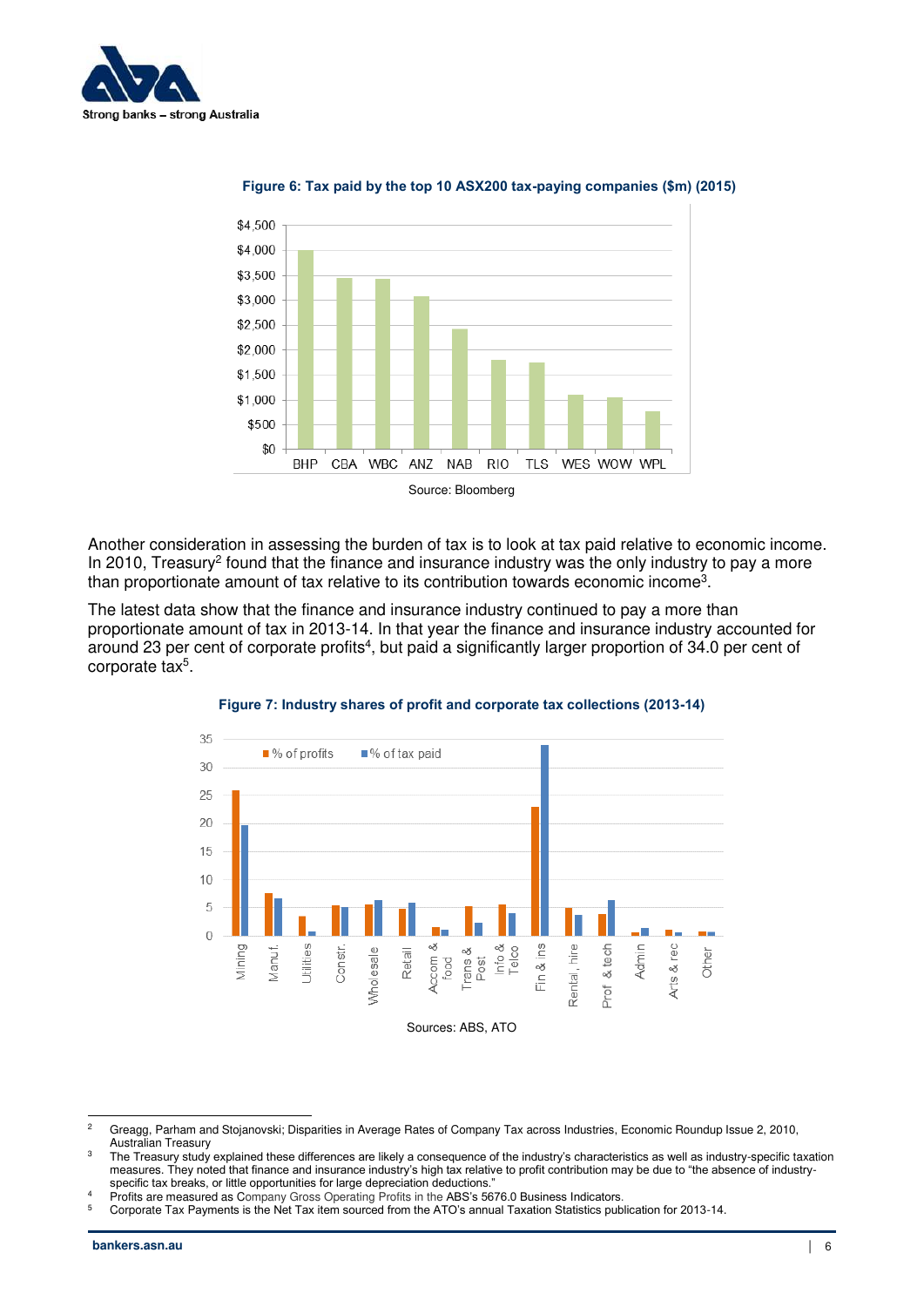**Figure 6: Tax paid by the top 10 ASX200 tax-paying companies ($m) (2015)**

Source: Bloomberg

Another consideration in assessing the burden of tax is to look at tax paid relative to economic income. In 2010, Treasury[2] found that the finance and insurance industry was the only industry to pay a more than proportionate amount of tax relative to its contribution towards economic income[3].

The latest data show that the finance and insurance industry continued to pay a more than proportionate amount of tax in 2013-14. In that year the finance and insurance industry accounted for around 23 per cent of corporate profits[4], but paid a significantly larger proportion of 34.0 per cent of corporate tax[5].

**Figure 7: Industry shares of profit and corporate tax collections (2013-14)**

Sources: ABS, ATO

---

[2] Greagg, Parham and Stojanovski; Disparities in Average Rates of Company Tax across Industries, Economic Roundup Issue 2, 2010, Australian Treasury

[3] The Treasury study explained these differences are likely a consequence of the industry's characteristics as well as industry-specific taxation measures. They noted that finance and insurance industry's high tax relative to profit contribution may be due to "the absence of industry-specific tax breaks, or little opportunities for large depreciation deductions."

[4] Profits are measured as Company Gross Operating Profits in the ABS's 5676.0 Business Indicators.

[5] Corporate Tax Payments is the Net Tax item sourced from the ATO's annual Taxation Statistics publication for 2013-14.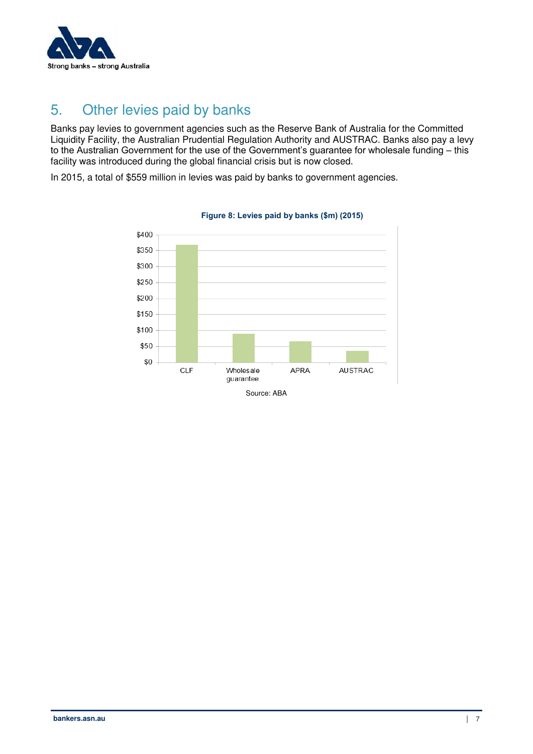## 5. Other levies paid by banks

Banks pay levies to government agencies such as the Reserve Bank of Australia for the Committed Liquidity Facility, the Australian Prudential Regulation Authority and AUSTRAC. Banks also pay a levy to the Australian Government for the use of the Government's guarantee for wholesale funding – this facility was introduced during the global financial crisis but is now closed.

In 2015, a total of $559 million in levies was paid by banks to government agencies.

**Figure 8: Levies paid by banks ($m) (2015)**

$400
$350
$300
$250
$200
$150
$100
$50
$0

CLF
Wholesale guarantee
APRA
AUSTRAC

Source: ABA